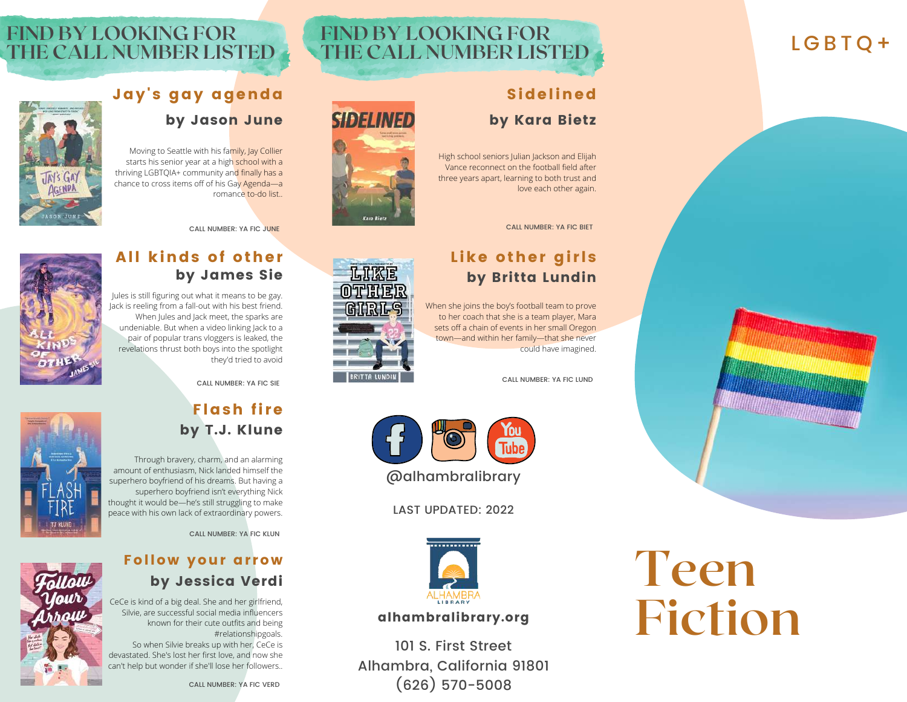# LGBTQ+

# Teen Fiction

## FIND BY LOOKING FOR THE CALL NUMBER LISTED

### Jay's gay agenda
**by Jason June**

Moving to Seattle with his family, Jay Collier starts his senior year at a high school with a thriving LGBTQIA+ community and finally has a chance to cross items off of his Gay Agenda—a romance to-do list..

CALL NUMBER: YA FIC JUNE

### All kinds of other
**by James Sie**

Jules is still figuring out what it means to be gay. Jack is reeling from a fall-out with his best friend. When Jules and Jack meet, the sparks are undeniable. But when a video linking Jack to a pair of popular trans vloggers is leaked, the revelations thrust both boys into the spotlight they'd tried to avoid

CALL NUMBER: YA FIC SIE

### Flash fire
**by T.J. Klune**

Through bravery, charm, and an alarming amount of enthusiasm, Nick landed himself the superhero boyfriend of his dreams. But having a superhero boyfriend isn't everything Nick thought it would be—he's still struggling to make peace with his own lack of extraordinary powers.

CALL NUMBER: YA FIC KLUN

### Follow your arrow
**by Jessica Verdi**

CeCe is kind of a big deal. She and her girlfriend, Silvie, are successful social media influencers known for their cute outfits and being #relationshipgoals.
So when Silvie breaks up with her, CeCe is devastated. She's lost her first love, and now she can't help but wonder if she'll lose her followers..

CALL NUMBER: YA FIC VERD

## FIND BY LOOKING FOR THE CALL NUMBER LISTED

### Sidelined
**by Kara Bietz**

High school seniors Julian Jackson and Elijah Vance reconnect on the football field after three years apart, learning to both trust and love each other again.

CALL NUMBER: YA FIC BIET

### Like other girls
**by Britta Lundin**

When she joins the boy's football team to prove to her coach that she is a team player, Mara sets off a chain of events in her small Oregon town—and within her family—that she never could have imagined.

CALL NUMBER: YA FIC LUND

@alhambralibrary

LAST UPDATED: 2022

ALHAMBRA LIBRARY

**alhambralibrary.org**

101 S. First Street
Alhambra, California 91801
(626) 570-5008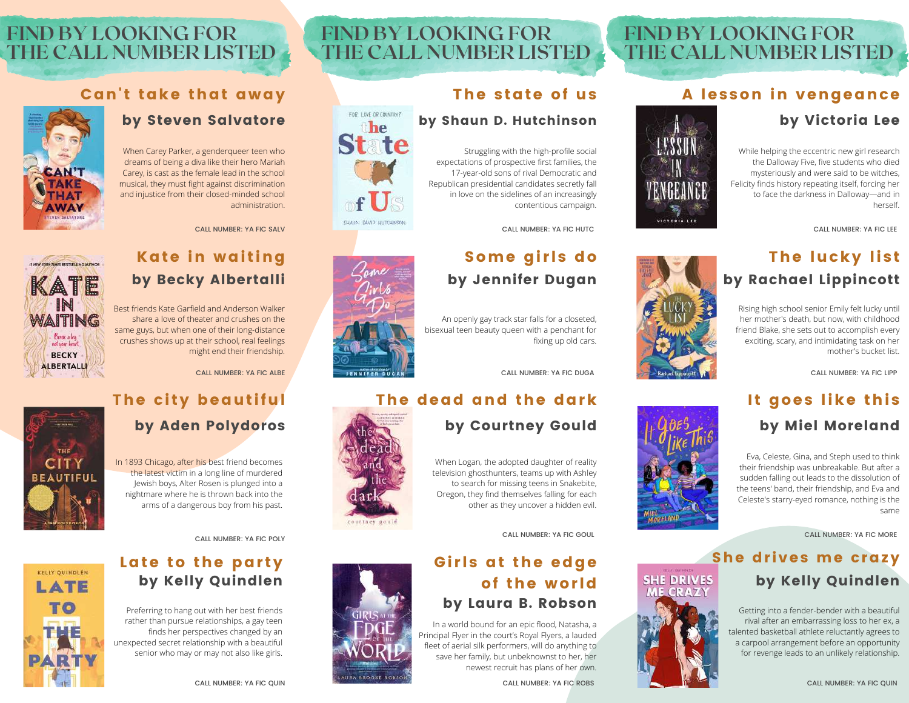## FIND BY LOOKING FOR THE CALL NUMBER LISTED

### Can't take that away

**by Steven Salvatore**

When Carey Parker, a genderqueer teen who dreams of being a diva like their hero Mariah Carey, is cast as the female lead in the school musical, they must fight against discrimination and injustice from their closed-minded school administration.

CALL NUMBER: YA FIC SALV

### Kate in waiting

**by Becky Albertalli**

Best friends Kate Garfield and Anderson Walker share a love of theater and crushes on the same guys, but when one of their long-distance crushes shows up at their school, real feelings might end their friendship.

CALL NUMBER: YA FIC ALBE

### The city beautiful

**by Aden Polydoros**

In 1893 Chicago, after his best friend becomes the latest victim in a long line of murdered Jewish boys, Alter Rosen is plunged into a nightmare where he is thrown back into the arms of a dangerous boy from his past.

CALL NUMBER: YA FIC POLY

### Late to the party

**by Kelly Quindlen**

Preferring to hang out with her best friends rather than pursue relationships, a gay teen finds her perspectives changed by an unexpected secret relationship with a beautiful senior who may or may not also like girls.

CALL NUMBER: YA FIC QUIN

## FIND BY LOOKING FOR THE CALL NUMBER LISTED

### The state of us

**by Shaun D. Hutchinson**

Struggling with the high-profile social expectations of prospective first families, the 17-year-old sons of rival Democratic and Republican presidential candidates secretly fall in love on the sidelines of an increasingly contentious campaign.

CALL NUMBER: YA FIC HUTC

### Some girls do

**by Jennifer Dugan**

An openly gay track star falls for a closeted, bisexual teen beauty queen with a penchant for fixing up old cars.

CALL NUMBER: YA FIC DUGA

### The dead and the dark

**by Courtney Gould**

When Logan, the adopted daughter of reality television ghosthunters, teams up with Ashley to search for missing teens in Snakebite, Oregon, they find themselves falling for each other as they uncover a hidden evil.

CALL NUMBER: YA FIC GOUL

### Girls at the edge of the world

**by Laura B. Robson**

In a world bound for an epic flood, Natasha, a Principal Flyer in the court's Royal Flyers, a lauded fleet of aerial silk performers, will do anything to save her family, but unbeknownst to her, her newest recruit has plans of her own.

CALL NUMBER: YA FIC ROBS

## FIND BY LOOKING FOR THE CALL NUMBER LISTED

### A lesson in vengeance

**by Victoria Lee**

While helping the eccentric new girl research the Dalloway Five, five students who died mysteriously and were said to be witches, Felicity finds history repeating itself, forcing her to face the darkness in Dalloway—and in herself.

CALL NUMBER: YA FIC LEE

### The lucky list

**by Rachael Lippincott**

Rising high school senior Emily felt lucky until her mother's death, but now, with childhood friend Blake, she sets out to accomplish every exciting, scary, and intimidating task on her mother's bucket list.

CALL NUMBER: YA FIC LIPP

### It goes like this

**by Miel Moreland**

Eva, Celeste, Gina, and Steph used to think their friendship was unbreakable. But after a sudden falling out leads to the dissolution of the teens' band, their friendship, and Eva and Celeste's starry-eyed romance, nothing is the same

CALL NUMBER: YA FIC MORE

### She drives me crazy

**by Kelly Quindlen**

Getting into a fender-bender with a beautiful rival after an embarrassing loss to her ex, a talented basketball athlete reluctantly agrees to a carpool arrangement before an opportunity for revenge leads to an unlikely relationship.

CALL NUMBER: YA FIC QUIN